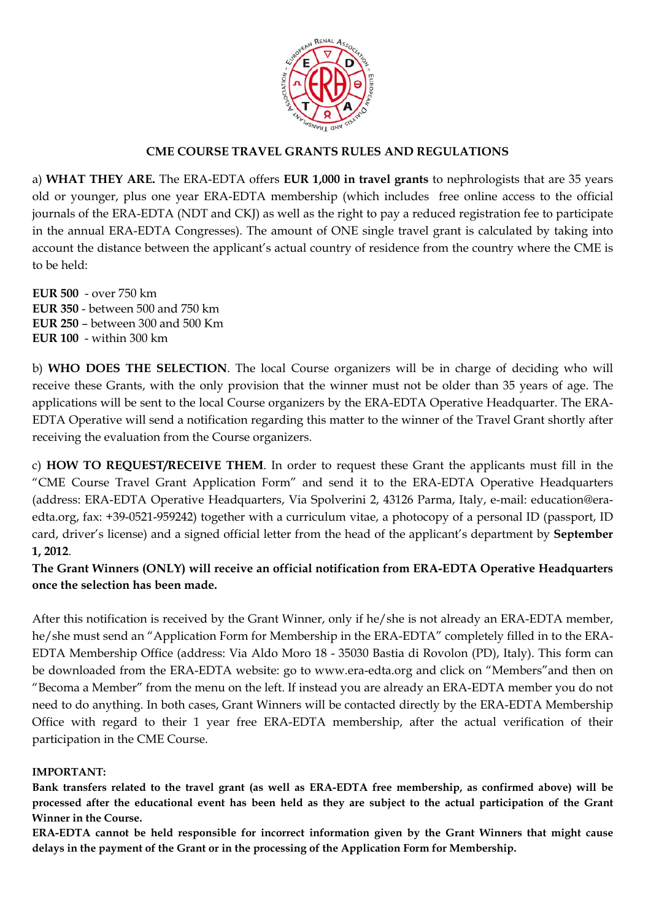## CME COURSE TRAVEL GRANTS RULES AND REGULATIONS

a) **WHAT THEY ARE.** The ERA-EDTA offers **EUR 1,000 in travel grants** to nephrologists that are 35 years old or younger, plus one year ERA-EDTA membership (which includes free online access to the official journals of the ERA-EDTA (NDT and CKJ) as well as the right to pay a reduced registration fee to participate in the annual ERA-EDTA Congresses). The amount of ONE single travel grant is calculated by taking into account the distance between the applicant's actual country of residence from the country where the CME is to be held:

**EUR 500** - over 750 km
**EUR 350** - between 500 and 750 km
**EUR 250** – between 300 and 500 Km
**EUR 100** - within 300 km

b) **WHO DOES THE SELECTION**. The local Course organizers will be in charge of deciding who will receive these Grants, with the only provision that the winner must not be older than 35 years of age. The applications will be sent to the local Course organizers by the ERA-EDTA Operative Headquarter. The ERA-EDTA Operative will send a notification regarding this matter to the winner of the Travel Grant shortly after receiving the evaluation from the Course organizers.

c) **HOW TO REQUEST/RECEIVE THEM**. In order to request these Grant the applicants must fill in the "CME Course Travel Grant Application Form" and send it to the ERA-EDTA Operative Headquarters (address: ERA-EDTA Operative Headquarters, Via Spolverini 2, 43126 Parma, Italy, e-mail: education@era-edta.org, fax: +39-0521-959242) together with a curriculum vitae, a photocopy of a personal ID (passport, ID card, driver's license) and a signed official letter from the head of the applicant's department by **September 1, 2012**.

**The Grant Winners (ONLY) will receive an official notification from ERA-EDTA Operative Headquarters once the selection has been made.**

After this notification is received by the Grant Winner, only if he/she is not already an ERA-EDTA member, he/she must send an "Application Form for Membership in the ERA-EDTA" completely filled in to the ERA-EDTA Membership Office (address: Via Aldo Moro 18 - 35030 Bastia di Rovolon (PD), Italy). This form can be downloaded from the ERA-EDTA website: go to www.era-edta.org and click on "Members"and then on "Becoma a Member" from the menu on the left. If instead you are already an ERA-EDTA member you do not need to do anything. In both cases, Grant Winners will be contacted directly by the ERA-EDTA Membership Office with regard to their 1 year free ERA-EDTA membership, after the actual verification of their participation in the CME Course.

**IMPORTANT:**

**Bank transfers related to the travel grant (as well as ERA-EDTA free membership, as confirmed above) will be processed after the educational event has been held as they are subject to the actual participation of the Grant Winner in the Course.**

**ERA-EDTA cannot be held responsible for incorrect information given by the Grant Winners that might cause delays in the payment of the Grant or in the processing of the Application Form for Membership.**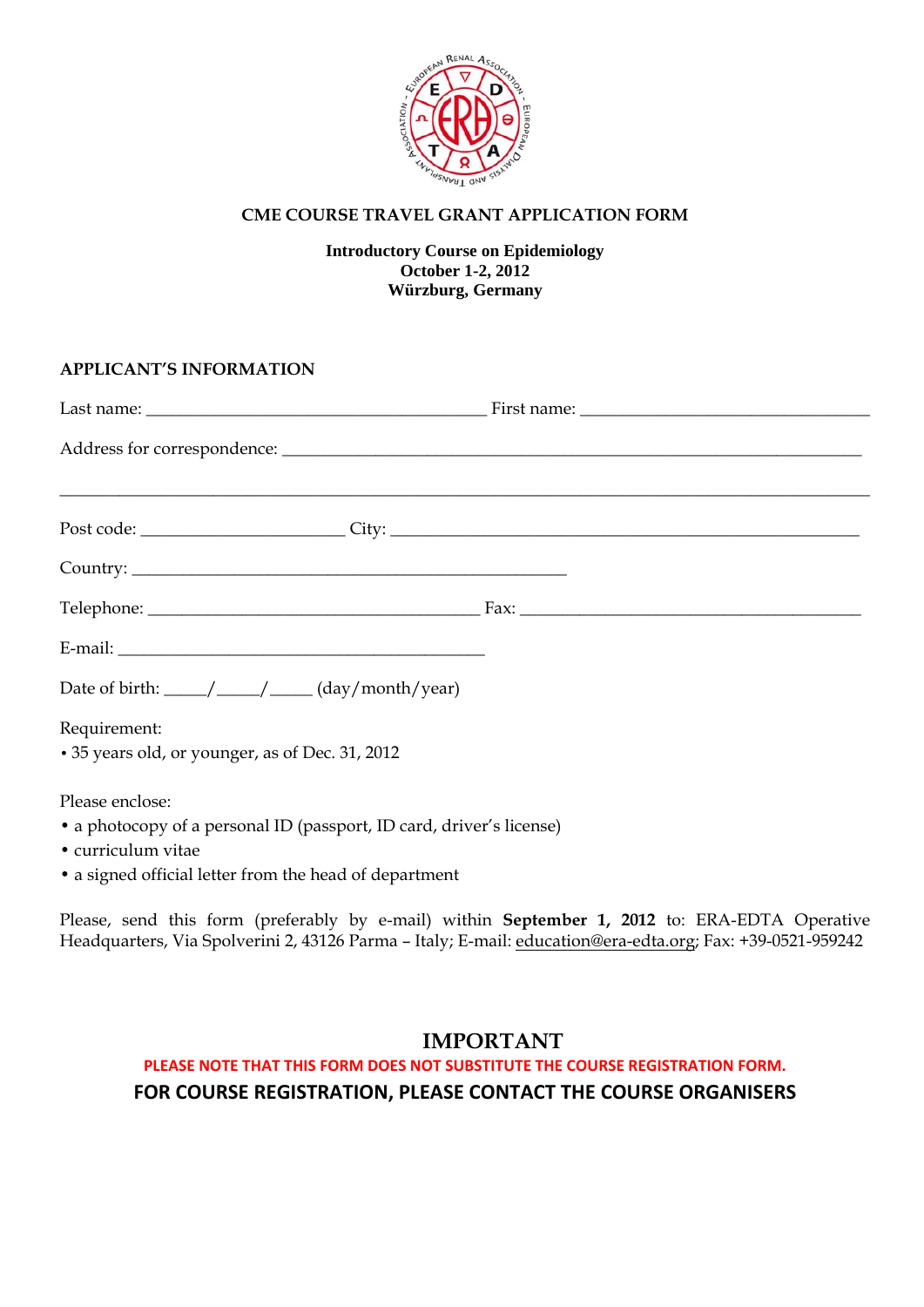# CME COURSE TRAVEL GRANT APPLICATION FORM

**Introductory Course on Epidemiology**
**October 1-2, 2012**
**Würzburg, Germany**

## APPLICANT'S INFORMATION

Last name: ________________________________________ First name: __________________________________

Address for correspondence: ____________________________________________________________________

_____________________________________________________________________________________________

Post code: ________________________ City: ____________________________________________________

Country: ____________________________________________________

Telephone: _______________________________________ Fax: ________________________________________

E-mail: ___________________________________________

Date of birth: _____/_____/_____ (day/month/year)

Requirement:

- 35 years old, or younger, as of Dec. 31, 2012

Please enclose:

- a photocopy of a personal ID (passport, ID card, driver's license)
- curriculum vitae
- a signed official letter from the head of department

Please, send this form (preferably by e-mail) within **September 1, 2012** to: ERA-EDTA Operative Headquarters, Via Spolverini 2, 43126 Parma – Italy; E-mail: education@era-edta.org; Fax: +39-0521-959242

## IMPORTANT

**PLEASE NOTE THAT THIS FORM DOES NOT SUBSTITUTE THE COURSE REGISTRATION FORM.**

**FOR COURSE REGISTRATION, PLEASE CONTACT THE COURSE ORGANISERS**